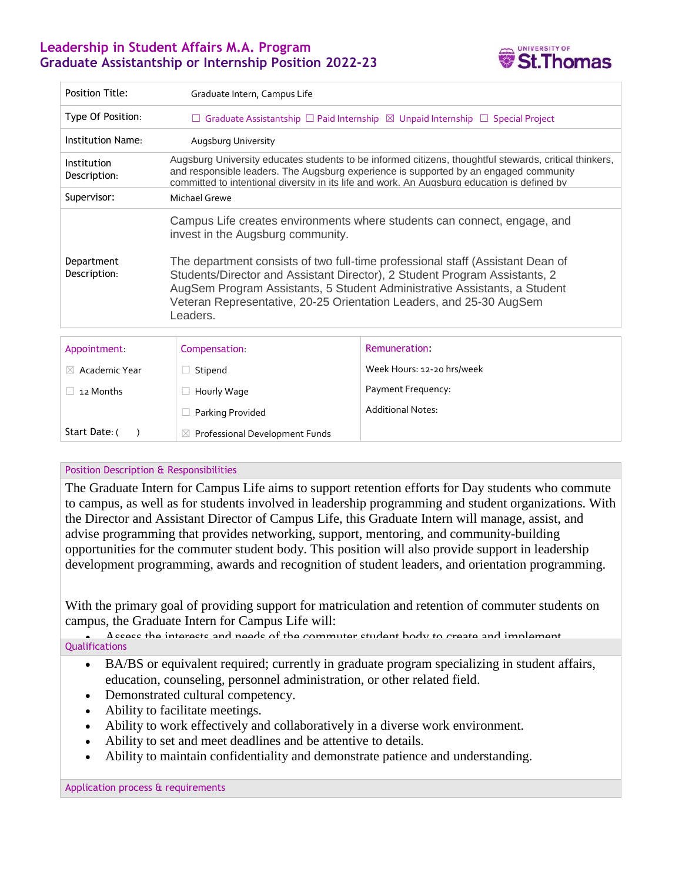## Leadership in Student Affairs M.A. Program
## Graduate Assistantship or Internship Position 2022-23

UNIVERSITY OF St.Thomas

| | |
|---|---|
| Position Title: | Graduate Intern, Campus Life |
| Type Of Position: | ☐ Graduate Assistantship ☐ Paid Internship ☒ Unpaid Internship ☐ Special Project |
| Institution Name: | Augsburg University |
| Institution Description: | Augsburg University educates students to be informed citizens, thoughtful stewards, critical thinkers, and responsible leaders. The Augsburg experience is supported by an engaged community committed to intentional diversity in its life and work. An Augsburg education is defined by |
| Supervisor: | Michael Grewe |
| Department Description: | Campus Life creates environments where students can connect, engage, and invest in the Augsburg community.<br><br>The department consists of two full-time professional staff (Assistant Dean of Students/Director and Assistant Director), 2 Student Program Assistants, 2 AugSem Program Assistants, 5 Student Administrative Assistants, a Student Veteran Representative, 20-25 Orientation Leaders, and 25-30 AugSem Leaders. |

| Appointment: | Compensation: | Remuneration: |
|---|---|---|
| ☒ Academic Year | ☐ Stipend | Week Hours: 12-20 hrs/week |
| ☐ 12 Months | ☐ Hourly Wage | Payment Frequency: |
| | ☐ Parking Provided | Additional Notes: |
| Start Date: ( ) | ☒ Professional Development Funds | |

### Position Description & Responsibilities

The Graduate Intern for Campus Life aims to support retention efforts for Day students who commute to campus, as well as for students involved in leadership programming and student organizations. With the Director and Assistant Director of Campus Life, this Graduate Intern will manage, assist, and advise programming that provides networking, support, mentoring, and community-building opportunities for the commuter student body. This position will also provide support in leadership development programming, awards and recognition of student leaders, and orientation programming.

With the primary goal of providing support for matriculation and retention of commuter students on campus, the Graduate Intern for Campus Life will:

- Assess the interests and needs of the commuter student body to create and implement

### Qualifications

- BA/BS or equivalent required; currently in graduate program specializing in student affairs, education, counseling, personnel administration, or other related field.
- Demonstrated cultural competency.
- Ability to facilitate meetings.
- Ability to work effectively and collaboratively in a diverse work environment.
- Ability to set and meet deadlines and be attentive to details.
- Ability to maintain confidentiality and demonstrate patience and understanding.

### Application process & requirements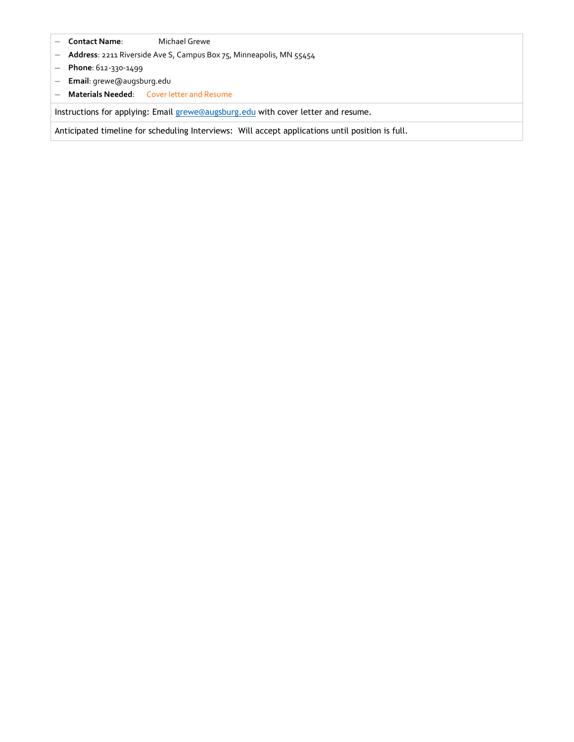- **Contact Name**: Michael Grewe
- **Address**: 2211 Riverside Ave S, Campus Box 75, Minneapolis, MN 55454
- **Phone**: 612-330-1499
- **Email**: grewe@augsburg.edu
- **Materials Needed**: Cover letter and Resume

Instructions for applying: Email grewe@augsburg.edu with cover letter and resume.

Anticipated timeline for scheduling Interviews: Will accept applications until position is full.